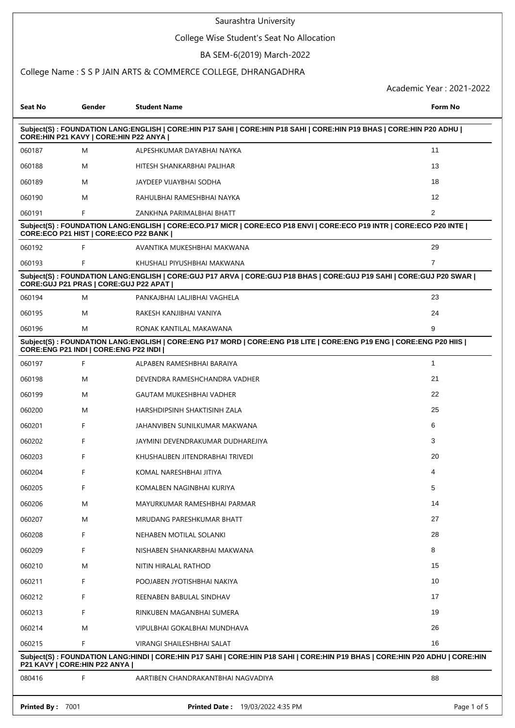# Saurashtra University

## College Wise Student's Seat No Allocation

### BA SEM-6(2019) March-2022

### College Name : S S P JAIN ARTS & COMMERCE COLLEGE, DHRANGADHRA

Academic Year : 2021-2022

| Seat No | Gender | Student Name | Form No |
|---|---|---|---|
| **Subject(S) : FOUNDATION LANG:ENGLISH \| CORE:HIN P17 SAHI \| CORE:HIN P18 SAHI \| CORE:HIN P19 BHAS \| CORE:HIN P20 ADHU \| CORE:HIN P21 KAVY \| CORE:HIN P22 ANYA \|** | | | |
| 060187 | M | ALPESHKUMAR DAYABHAI NAYKA | 11 |
| 060188 | M | HITESH SHANKARBHAI PALIHAR | 13 |
| 060189 | M | JAYDEEP VIJAYBHAI SODHA | 18 |
| 060190 | M | RAHULBHAI RAMESHBHAI NAYKA | 12 |
| 060191 | F | ZANKHNA PARIMALBHAI BHATT | 2 |
| **Subject(S) : FOUNDATION LANG:ENGLISH \| CORE:ECO.P17 MICR \| CORE:ECO P18 ENVI \| CORE:ECO P19 INTR \| CORE:ECO P20 INTE \| CORE:ECO P21 HIST \| CORE:ECO P22 BANK \|** | | | |
| 060192 | F | AVANTIKA MUKESHBHAI MAKWANA | 29 |
| 060193 | F | KHUSHALI PIYUSHBHAI MAKWANA | 7 |
| **Subject(S) : FOUNDATION LANG:ENGLISH \| CORE:GUJ P17 ARVA \| CORE:GUJ P18 BHAS \| CORE:GUJ P19 SAHI \| CORE:GUJ P20 SWAR \| CORE:GUJ P21 PRAS \| CORE:GUJ P22 APAT \|** | | | |
| 060194 | M | PANKAJBHAI LALJIBHAI VAGHELA | 23 |
| 060195 | M | RAKESH KANJIBHAI VANIYA | 24 |
| 060196 | M | RONAK KANTILAL MAKAWANA | 9 |
| **Subject(S) : FOUNDATION LANG:ENGLISH \| CORE:ENG P17 MORD \| CORE:ENG P18 LITE \| CORE:ENG P19 ENG \| CORE:ENG P20 HIIS \| CORE:ENG P21 INDI \| CORE:ENG P22 INDI \|** | | | |
| 060197 | F | ALPABEN RAMESHBHAI BARAIYA | 1 |
| 060198 | M | DEVENDRA RAMESHCHANDRA VADHER | 21 |
| 060199 | M | GAUTAM MUKESHBHAI VADHER | 22 |
| 060200 | M | HARSHDIPSINH SHAKTISINH ZALA | 25 |
| 060201 | F | JAHANVIBEN SUNILKUMAR MAKWANA | 6 |
| 060202 | F | JAYMINI DEVENDRAKUMAR DUDHAREJIYA | 3 |
| 060203 | F | KHUSHALIBEN JITENDRABHAI TRIVEDI | 20 |
| 060204 | F | KOMAL NARESHBHAI JITIYA | 4 |
| 060205 | F | KOMALBEN NAGINBHAI KURIYA | 5 |
| 060206 | M | MAYURKUMAR RAMESHBHAI PARMAR | 14 |
| 060207 | M | MRUDANG PARESHKUMAR BHATT | 27 |
| 060208 | F | NEHABEN MOTILAL SOLANKI | 28 |
| 060209 | F | NISHABEN SHANKARBHAI MAKWANA | 8 |
| 060210 | M | NITIN HIRALAL RATHOD | 15 |
| 060211 | F | POOJABEN JYOTISHBHAI NAKIYA | 10 |
| 060212 | F | REENABEN BABULAL SINDHAV | 17 |
| 060213 | F | RINKUBEN MAGANBHAI SUMERA | 19 |
| 060214 | M | VIPULBHAI GOKALBHAI MUNDHAVA | 26 |
| 060215 | F | VIRANGI SHAILESHBHAI SALAT | 16 |
| **Subject(S) : FOUNDATION LANG:HINDI \| CORE:HIN P17 SAHI \| CORE:HIN P18 SAHI \| CORE:HIN P19 BHAS \| CORE:HIN P20 ADHU \| CORE:HIN P21 KAVY \| CORE:HIN P22 ANYA \|** | | | |
| 080416 | F | AARTIBEN CHANDRAKANTBHAI NAGVADIYA | 88 |

**Printed By :** 7001 **Printed Date :** 19/03/2022 4:35 PM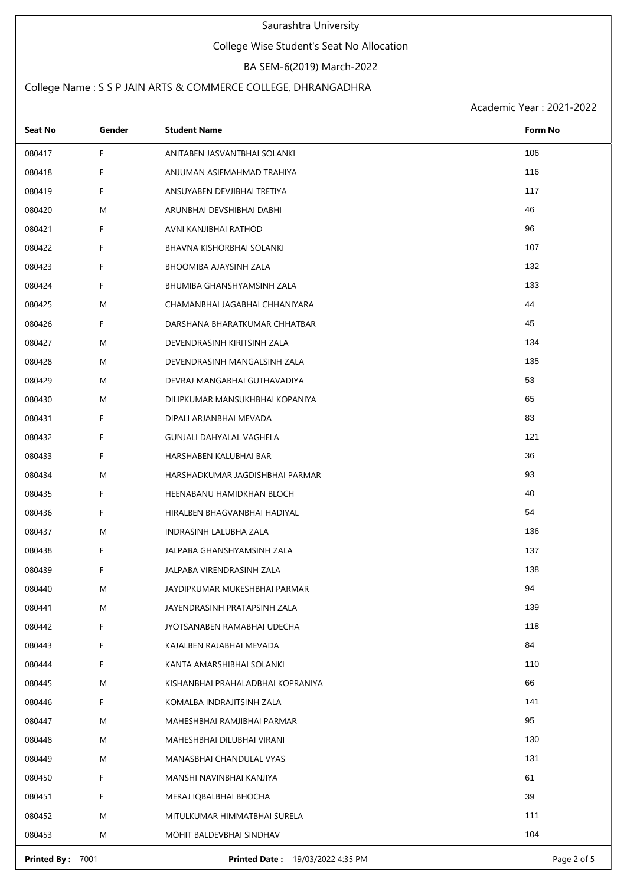Saurashtra University

College Wise Student's Seat No Allocation

BA SEM-6(2019) March-2022

College Name : S S P JAIN ARTS & COMMERCE COLLEGE, DHRANGADHRA

Academic Year : 2021-2022

| Seat No | Gender | Student Name | Form No |
|---|---|---|---|
| 080417 | F | ANITABEN JASVANTBHAI SOLANKI | 106 |
| 080418 | F | ANJUMAN ASIFMAHMAD TRAHIYA | 116 |
| 080419 | F | ANSUYABEN DEVJIBHAI TRETIYA | 117 |
| 080420 | M | ARUNBHAI DEVSHIBHAI DABHI | 46 |
| 080421 | F | AVNI KANJIBHAI RATHOD | 96 |
| 080422 | F | BHAVNA KISHORBHAI SOLANKI | 107 |
| 080423 | F | BHOOMIBA AJAYSINH ZALA | 132 |
| 080424 | F | BHUMIBA GHANSHYAMSINH ZALA | 133 |
| 080425 | M | CHAMANBHAI JAGABHAI CHHANIYARA | 44 |
| 080426 | F | DARSHANA BHARATKUMAR CHHATBAR | 45 |
| 080427 | M | DEVENDRASINH KIRITSINH ZALA | 134 |
| 080428 | M | DEVENDRASINH MANGALSINH ZALA | 135 |
| 080429 | M | DEVRAJ MANGABHAI GUTHAVADIYA | 53 |
| 080430 | M | DILIPKUMAR MANSUKHBHAI KOPANIYA | 65 |
| 080431 | F | DIPALI ARJANBHAI MEVADA | 83 |
| 080432 | F | GUNJALI DAHYALAL VAGHELA | 121 |
| 080433 | F | HARSHABEN KALUBHAI BAR | 36 |
| 080434 | M | HARSHADKUMAR JAGDISHBHAI PARMAR | 93 |
| 080435 | F | HEENABANU HAMIDKHAN BLOCH | 40 |
| 080436 | F | HIRALBEN BHAGVANBHAI HADIYAL | 54 |
| 080437 | M | INDRASINH LALUBHA ZALA | 136 |
| 080438 | F | JALPABA GHANSHYAMSINH ZALA | 137 |
| 080439 | F | JALPABA VIRENDRASINH ZALA | 138 |
| 080440 | M | JAYDIPKUMAR MUKESHBHAI PARMAR | 94 |
| 080441 | M | JAYENDRASINH PRATAPSINH ZALA | 139 |
| 080442 | F | JYOTSANABEN RAMABHAI UDECHA | 118 |
| 080443 | F | KAJALBEN RAJABHAI MEVADA | 84 |
| 080444 | F | KANTA AMARSHIBHAI SOLANKI | 110 |
| 080445 | M | KISHANBHAI PRAHALADBHAI KOPRANIYA | 66 |
| 080446 | F | KOMALBA INDRAJITSINH ZALA | 141 |
| 080447 | M | MAHESHBHAI RAMJIBHAI PARMAR | 95 |
| 080448 | M | MAHESHBHAI DILUBHAI VIRANI | 130 |
| 080449 | M | MANASBHAI CHANDULAL VYAS | 131 |
| 080450 | F | MANSHI NAVINBHAI KANJIYA | 61 |
| 080451 | F | MERAJ IQBALBHAI BHOCHA | 39 |
| 080452 | M | MITULKUMAR HIMMATBHAI SURELA | 111 |
| 080453 | M | MOHIT BALDEVBHAI SINDHAV | 104 |

**Printed By :** 7001 **Printed Date :** 19/03/2022 4:35 PM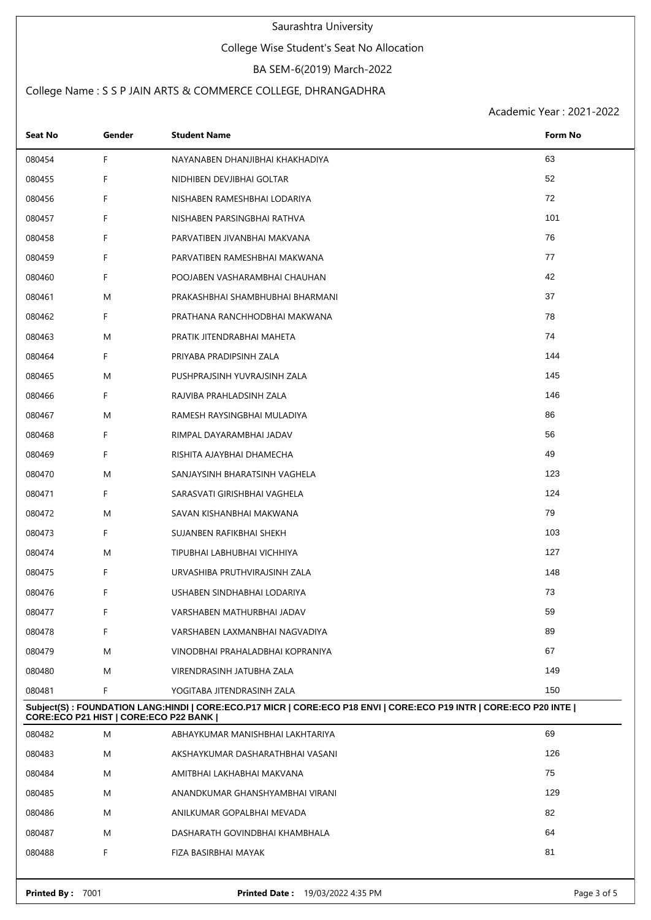Saurashtra University

College Wise Student's Seat No Allocation

BA SEM-6(2019) March-2022

College Name : S S P JAIN ARTS & COMMERCE COLLEGE, DHRANGADHRA

Academic Year : 2021-2022

| Seat No | Gender | Student Name | Form No |
|---|---|---|---|
| 080454 | F | NAYANABEN DHANJIBHAI KHAKHADIYA | 63 |
| 080455 | F | NIDHIBEN DEVJIBHAI GOLTAR | 52 |
| 080456 | F | NISHABEN RAMESHBHAI LODARIYA | 72 |
| 080457 | F | NISHABEN PARSINGBHAI RATHVA | 101 |
| 080458 | F | PARVATIBEN JIVANBHAI MAKVANA | 76 |
| 080459 | F | PARVATIBEN RAMESHBHAI MAKWANA | 77 |
| 080460 | F | POOJABEN VASHARAMBHAI CHAUHAN | 42 |
| 080461 | M | PRAKASHBHAI SHAMBHUBHAI BHARMANI | 37 |
| 080462 | F | PRATHANA RANCHHODBHAI MAKWANA | 78 |
| 080463 | M | PRATIK JITENDRABHAI MAHETA | 74 |
| 080464 | F | PRIYABA PRADIPSINH ZALA | 144 |
| 080465 | M | PUSHPRAJSINH YUVRAJSINH ZALA | 145 |
| 080466 | F | RAJVIBA PRAHLADSINH ZALA | 146 |
| 080467 | M | RAMESH RAYSINGBHAI MULADIYA | 86 |
| 080468 | F | RIMPAL DAYARAMBHAI JADAV | 56 |
| 080469 | F | RISHITA AJAYBHAI DHAMECHA | 49 |
| 080470 | M | SANJAYSINH BHARATSINH VAGHELA | 123 |
| 080471 | F | SARASVATI GIRISHBHAI VAGHELA | 124 |
| 080472 | M | SAVAN KISHANBHAI MAKWANA | 79 |
| 080473 | F | SUJANBEN RAFIKBHAI SHEKH | 103 |
| 080474 | M | TIPUBHAI LABHUBHAI VICHHIYA | 127 |
| 080475 | F | URVASHIBA PRUTHVIRAJSINH ZALA | 148 |
| 080476 | F | USHABEN SINDHABHAI LODARIYA | 73 |
| 080477 | F | VARSHABEN MATHURBHAI JADAV | 59 |
| 080478 | F | VARSHABEN LAXMANBHAI NAGVADIYA | 89 |
| 080479 | M | VINODBHAI PRAHALADBHAI KOPRANIYA | 67 |
| 080480 | M | VIRENDRASINH JATUBHA ZALA | 149 |
| 080481 | F | YOGITABA JITENDRASINH ZALA | 150 |

**Subject(S) : FOUNDATION LANG:HINDI | CORE:ECO.P17 MICR | CORE:ECO P18 ENVI | CORE:ECO P19 INTR | CORE:ECO P20 INTE | CORE:ECO P21 HIST | CORE:ECO P22 BANK |**

| Seat No | Gender | Student Name | Form No |
|---|---|---|---|
| 080482 | M | ABHAYKUMAR MANISHBHAI LAKHTARIYA | 69 |
| 080483 | M | AKSHAYKUMAR DASHARATHBHAI VASANI | 126 |
| 080484 | M | AMITBHAI LAKHABHAI MAKVANA | 75 |
| 080485 | M | ANANDKUMAR GHANSHYAMBHAI VIRANI | 129 |
| 080486 | M | ANILKUMAR GOPALBHAI MEVADA | 82 |
| 080487 | M | DASHARATH GOVINDBHAI KHAMBHALA | 64 |
| 080488 | F | FIZA BASIRBHAI MAYAK | 81 |

**Printed By :** 7001 **Printed Date :** 19/03/2022 4:35 PM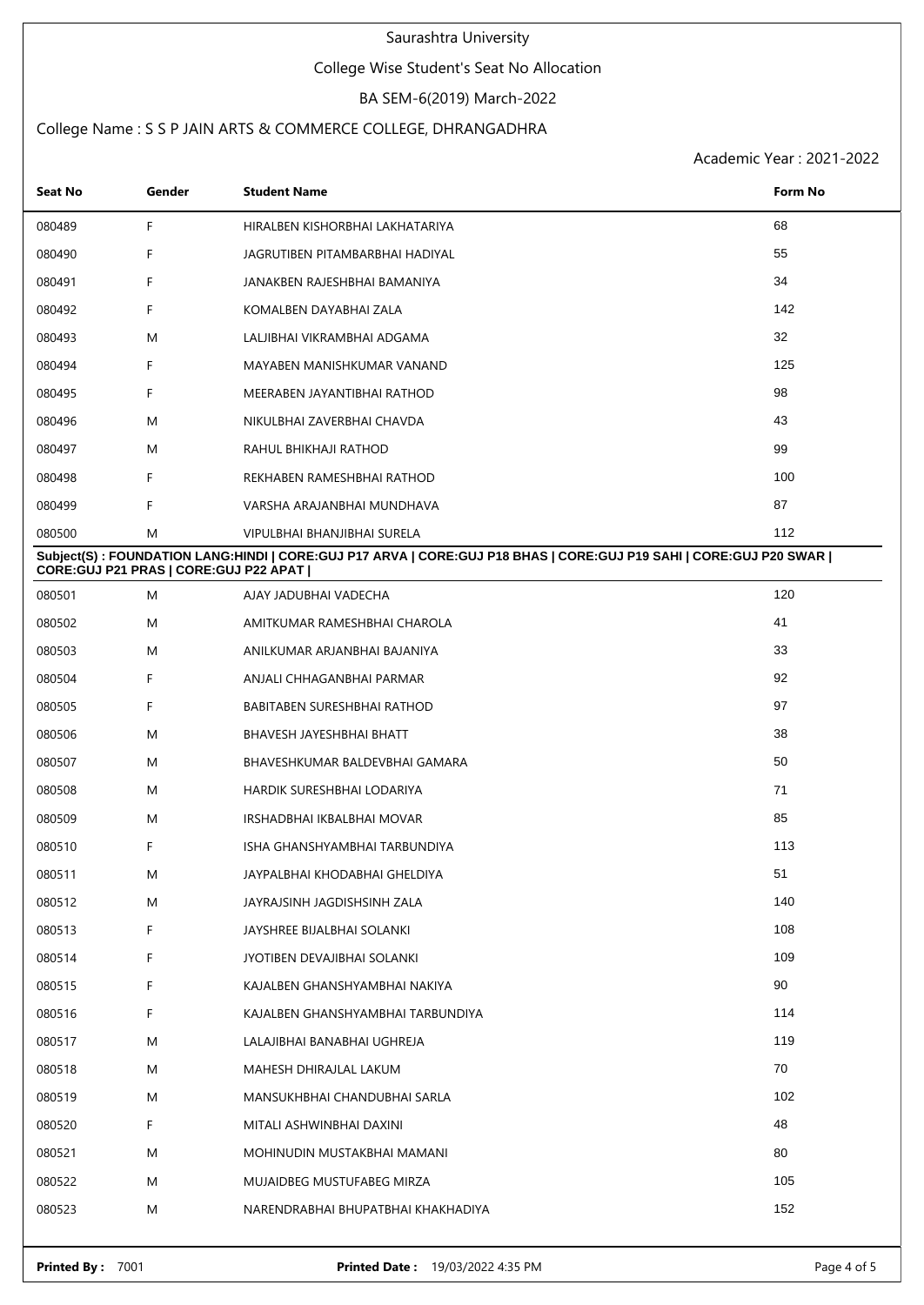Saurashtra University

College Wise Student's Seat No Allocation

BA SEM-6(2019) March-2022

College Name : S S P JAIN ARTS & COMMERCE COLLEGE, DHRANGADHRA

Academic Year : 2021-2022

| Seat No | Gender | Student Name | Form No |
|---|---|---|---|
| 080489 | F | HIRALBEN KISHORBHAI LAKHATARIYA | 68 |
| 080490 | F | JAGRUTIBEN PITAMBARBHAI HADIYAL | 55 |
| 080491 | F | JANAKBEN RAJESHBHAI BAMANIYA | 34 |
| 080492 | F | KOMALBEN DAYABHAI ZALA | 142 |
| 080493 | M | LALJIBHAI VIKRAMBHAI ADGAMA | 32 |
| 080494 | F | MAYABEN MANISHKUMAR VANAND | 125 |
| 080495 | F | MEERABEN JAYANTIBHAI RATHOD | 98 |
| 080496 | M | NIKULBHAI ZAVERBHAI CHAVDA | 43 |
| 080497 | M | RAHUL BHIKHAJI RATHOD | 99 |
| 080498 | F | REKHABEN RAMESHBHAI RATHOD | 100 |
| 080499 | F | VARSHA ARAJANBHAI MUNDHAVA | 87 |
| 080500 | M | VIPULBHAI BHANJIBHAI SURELA | 112 |

**Subject(S) : FOUNDATION LANG:HINDI | CORE:GUJ P17 ARVA | CORE:GUJ P18 BHAS | CORE:GUJ P19 SAHI | CORE:GUJ P20 SWAR | CORE:GUJ P21 PRAS | CORE:GUJ P22 APAT |**

| Seat No | Gender | Student Name | Form No |
|---|---|---|---|
| 080501 | M | AJAY JADUBHAI VADECHA | 120 |
| 080502 | M | AMITKUMAR RAMESHBHAI CHAROLA | 41 |
| 080503 | M | ANILKUMAR ARJANBHAI BAJANIYA | 33 |
| 080504 | F | ANJALI CHHAGANBHAI PARMAR | 92 |
| 080505 | F | BABITABEN SURESHBHAI RATHOD | 97 |
| 080506 | M | BHAVESH JAYESHBHAI BHATT | 38 |
| 080507 | M | BHAVESHKUMAR BALDEVBHAI GAMARA | 50 |
| 080508 | M | HARDIK SURESHBHAI LODARIYA | 71 |
| 080509 | M | IRSHADBHAI IKBALBHAI MOVAR | 85 |
| 080510 | F | ISHA GHANSHYAMBHAI TARBUNDIYA | 113 |
| 080511 | M | JAYPALBHAI KHODABHAI GHELDIYA | 51 |
| 080512 | M | JAYRAJSINH JAGDISHSINH ZALA | 140 |
| 080513 | F | JAYSHREE BIJALBHAI SOLANKI | 108 |
| 080514 | F | JYOTIBEN DEVAJIBHAI SOLANKI | 109 |
| 080515 | F | KAJALBEN GHANSHYAMBHAI NAKIYA | 90 |
| 080516 | F | KAJALBEN GHANSHYAMBHAI TARBUNDIYA | 114 |
| 080517 | M | LALAJIBHAI BANABHAI UGHREJA | 119 |
| 080518 | M | MAHESH DHIRAJLAL LAKUM | 70 |
| 080519 | M | MANSUKHBHAI CHANDUBHAI SARLA | 102 |
| 080520 | F | MITALI ASHWINBHAI DAXINI | 48 |
| 080521 | M | MOHINUDIN MUSTAKBHAI MAMANI | 80 |
| 080522 | M | MUJAIDBEG MUSTUFABEG MIRZA | 105 |
| 080523 | M | NARENDRABHAI BHUPATBHAI KHAKHADIYA | 152 |

**Printed By :** 7001 **Printed Date :** 19/03/2022 4:35 PM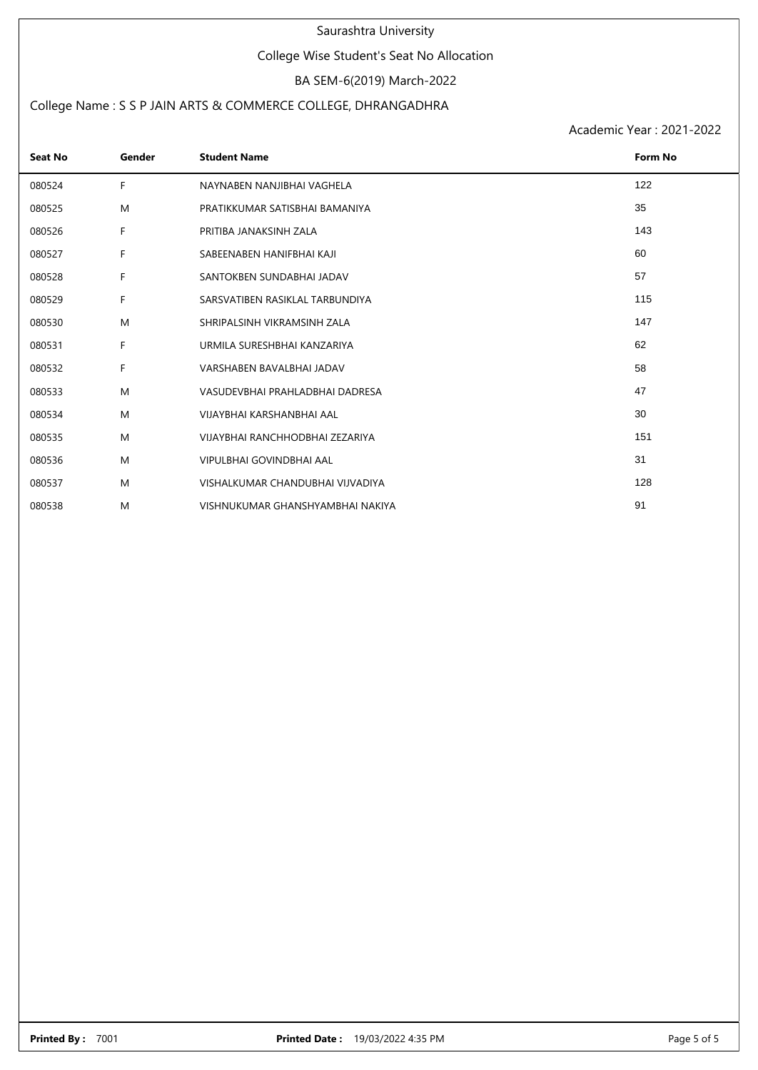Saurashtra University

College Wise Student's Seat No Allocation

BA SEM-6(2019) March-2022

College Name : S S P JAIN ARTS & COMMERCE COLLEGE, DHRANGADHRA

Academic Year : 2021-2022

| Seat No | Gender | Student Name | Form No |
|---|---|---|---|
| 080524 | F | NAYNABEN NANJIBHAI VAGHELA | 122 |
| 080525 | M | PRATIKKUMAR SATISBHAI BAMANIYA | 35 |
| 080526 | F | PRITIBA JANAKSINH ZALA | 143 |
| 080527 | F | SABEENABEN HANIFBHAI KAJI | 60 |
| 080528 | F | SANTOKBEN SUNDABHAI JADAV | 57 |
| 080529 | F | SARSVATIBEN RASIKLAL TARBUNDIYA | 115 |
| 080530 | M | SHRIPALSINH VIKRAMSINH ZALA | 147 |
| 080531 | F | URMILA SURESHBHAI KANZARIYA | 62 |
| 080532 | F | VARSHABEN BAVALBHAI JADAV | 58 |
| 080533 | M | VASUDEVBHAI PRAHLADBHAI DADRESA | 47 |
| 080534 | M | VIJAYBHAI KARSHANBHAI AAL | 30 |
| 080535 | M | VIJAYBHAI RANCHHODBHAI ZEZARIYA | 151 |
| 080536 | M | VIPULBHAI GOVINDBHAI AAL | 31 |
| 080537 | M | VISHALKUMAR CHANDUBHAI VIJVADIYA | 128 |
| 080538 | M | VISHNUKUMAR GHANSHYAMBHAI NAKIYA | 91 |

**Printed By :** 7001 **Printed Date :** 19/03/2022 4:35 PM